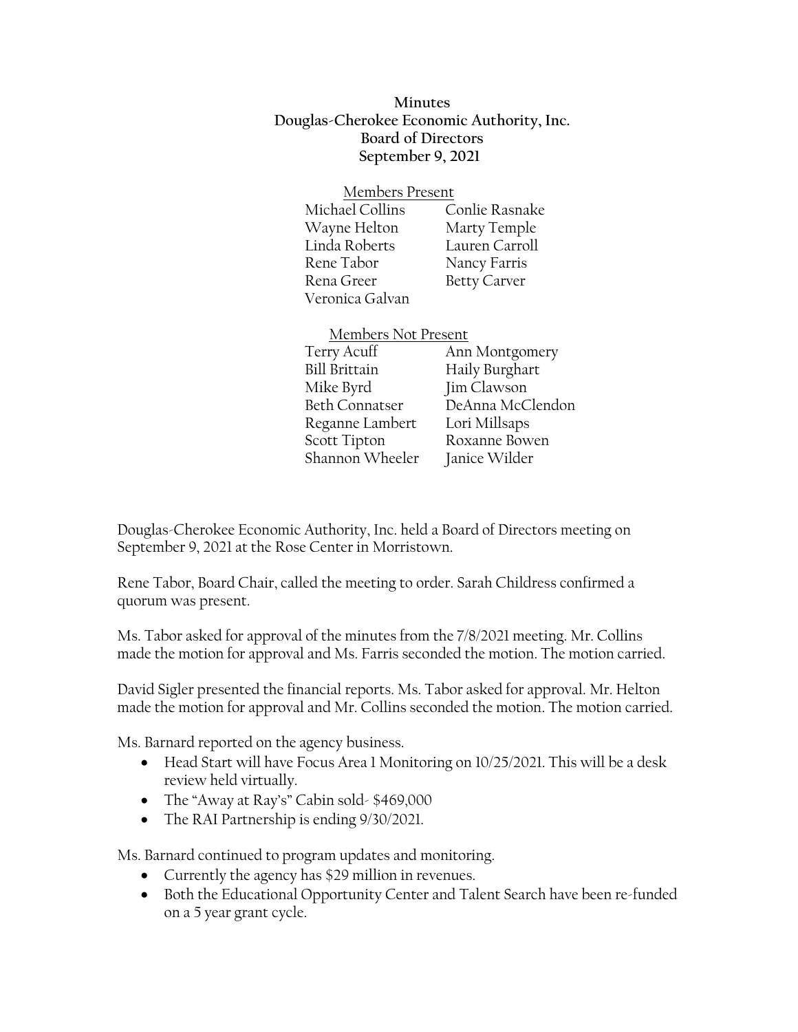**Minutes**
**Douglas-Cherokee Economic Authority, Inc.**
**Board of Directors**
**September 9, 2021**

Members Present

| | |
|---|---|
| Michael Collins | Conlie Rasnake |
| Wayne Helton | Marty Temple |
| Linda Roberts | Lauren Carroll |
| Rene Tabor | Nancy Farris |
| Rena Greer | Betty Carver |
| Veronica Galvan | |

Members Not Present

| | |
|---|---|
| Terry Acuff | Ann Montgomery |
| Bill Brittain | Haily Burghart |
| Mike Byrd | Jim Clawson |
| Beth Connatser | DeAnna McClendon |
| Reganne Lambert | Lori Millsaps |
| Scott Tipton | Roxanne Bowen |
| Shannon Wheeler | Janice Wilder |

Douglas-Cherokee Economic Authority, Inc. held a Board of Directors meeting on September 9, 2021 at the Rose Center in Morristown.

Rene Tabor, Board Chair, called the meeting to order. Sarah Childress confirmed a quorum was present.

Ms. Tabor asked for approval of the minutes from the 7/8/2021 meeting. Mr. Collins made the motion for approval and Ms. Farris seconded the motion. The motion carried.

David Sigler presented the financial reports. Ms. Tabor asked for approval. Mr. Helton made the motion for approval and Mr. Collins seconded the motion. The motion carried.

Ms. Barnard reported on the agency business.

- Head Start will have Focus Area 1 Monitoring on 10/25/2021. This will be a desk review held virtually.
- The "Away at Ray's" Cabin sold- $469,000
- The RAI Partnership is ending 9/30/2021.

Ms. Barnard continued to program updates and monitoring.

- Currently the agency has $29 million in revenues.
- Both the Educational Opportunity Center and Talent Search have been re-funded on a 5 year grant cycle.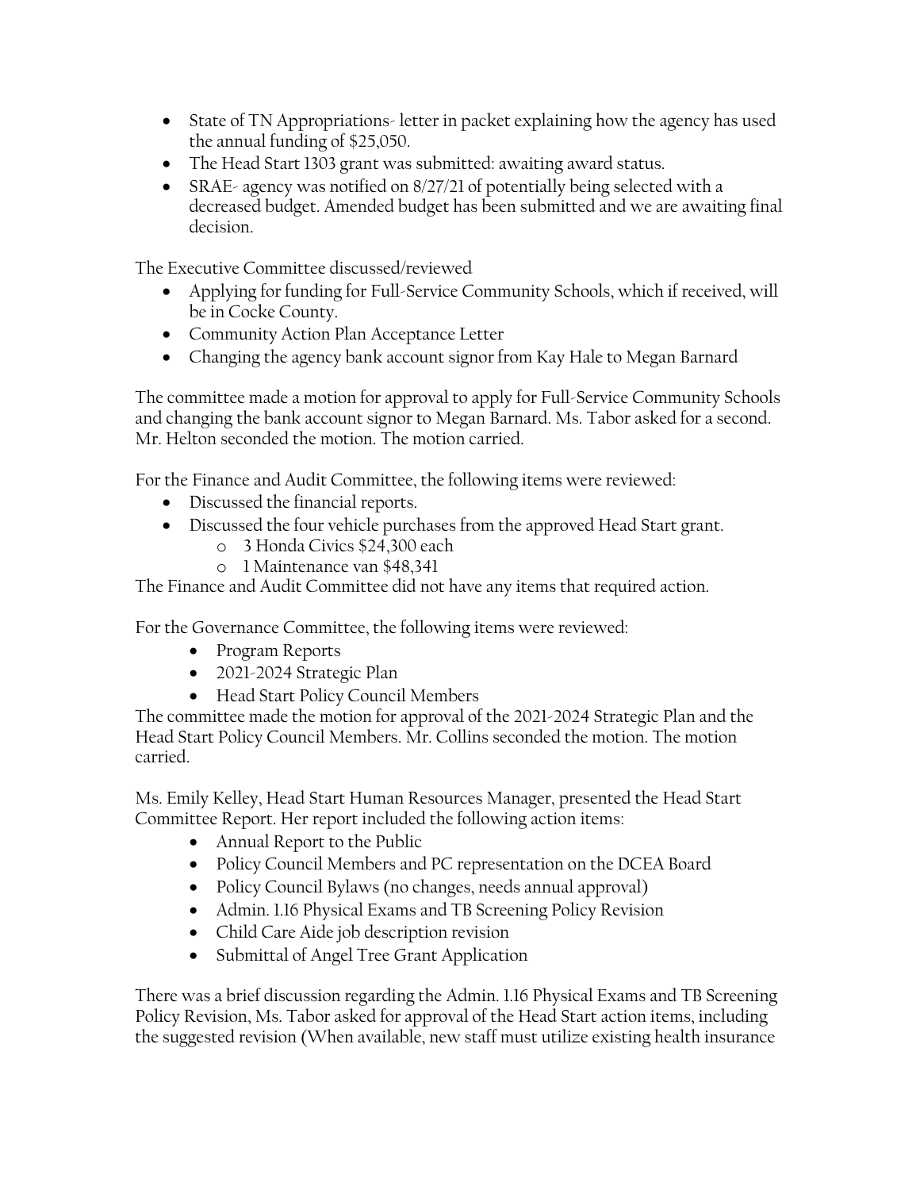- State of TN Appropriations- letter in packet explaining how the agency has used the annual funding of $25,050.
- The Head Start 1303 grant was submitted: awaiting award status.
- SRAE- agency was notified on 8/27/21 of potentially being selected with a decreased budget. Amended budget has been submitted and we are awaiting final decision.

The Executive Committee discussed/reviewed

- Applying for funding for Full-Service Community Schools, which if received, will be in Cocke County.
- Community Action Plan Acceptance Letter
- Changing the agency bank account signor from Kay Hale to Megan Barnard

The committee made a motion for approval to apply for Full-Service Community Schools and changing the bank account signor to Megan Barnard. Ms. Tabor asked for a second. Mr. Helton seconded the motion. The motion carried.

For the Finance and Audit Committee, the following items were reviewed:

- Discussed the financial reports.
- Discussed the four vehicle purchases from the approved Head Start grant.
  - 3 Honda Civics $24,300 each
  - 1 Maintenance van $48,341

The Finance and Audit Committee did not have any items that required action.

For the Governance Committee, the following items were reviewed:

- Program Reports
- 2021-2024 Strategic Plan
- Head Start Policy Council Members

The committee made the motion for approval of the 2021-2024 Strategic Plan and the Head Start Policy Council Members. Mr. Collins seconded the motion. The motion carried.

Ms. Emily Kelley, Head Start Human Resources Manager, presented the Head Start Committee Report. Her report included the following action items:

- Annual Report to the Public
- Policy Council Members and PC representation on the DCEA Board
- Policy Council Bylaws (no changes, needs annual approval)
- Admin. 1.16 Physical Exams and TB Screening Policy Revision
- Child Care Aide job description revision
- Submittal of Angel Tree Grant Application

There was a brief discussion regarding the Admin. 1.16 Physical Exams and TB Screening Policy Revision, Ms. Tabor asked for approval of the Head Start action items, including the suggested revision (When available, new staff must utilize existing health insurance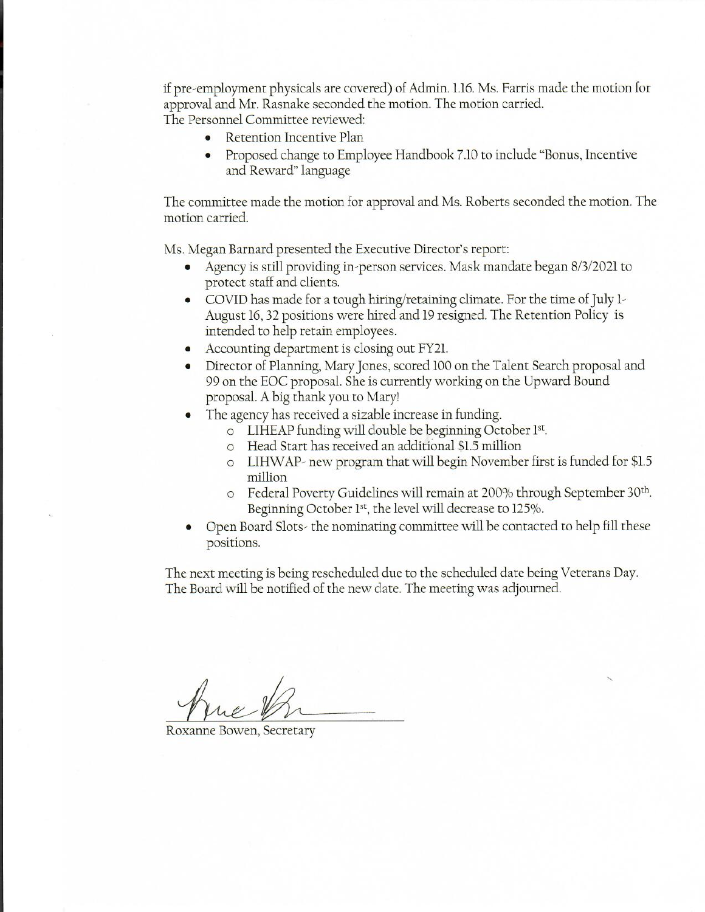if pre-employment physicals are covered) of Admin. 1.16. Ms. Farris made the motion for approval and Mr. Rasnake seconded the motion. The motion carried.
The Personnel Committee reviewed:

- Retention Incentive Plan
- Proposed change to Employee Handbook 7.10 to include "Bonus, Incentive and Reward" language

The committee made the motion for approval and Ms. Roberts seconded the motion. The motion carried.

Ms. Megan Barnard presented the Executive Director's report:

- Agency is still providing in-person services. Mask mandate began 8/3/2021 to protect staff and clients.
- COVID has made for a tough hiring/retaining climate. For the time of July 1-August 16, 32 positions were hired and 19 resigned. The Retention Policy is intended to help retain employees.
- Accounting department is closing out FY21.
- Director of Planning, Mary Jones, scored 100 on the Talent Search proposal and 99 on the EOC proposal. She is currently working on the Upward Bound proposal. A big thank you to Mary!
- The agency has received a sizable increase in funding.
  - LIHEAP funding will double be beginning October 1st.
  - Head Start has received an additional $1.5 million
  - LIHWAP- new program that will begin November first is funded for $1.5 million
  - Federal Poverty Guidelines will remain at 200% through September 30th. Beginning October 1st, the level will decrease to 125%.
- Open Board Slots- the nominating committee will be contacted to help fill these positions.

The next meeting is being rescheduled due to the scheduled date being Veterans Day. The Board will be notified of the new date. The meeting was adjourned.

Roxanne Bowen, Secretary